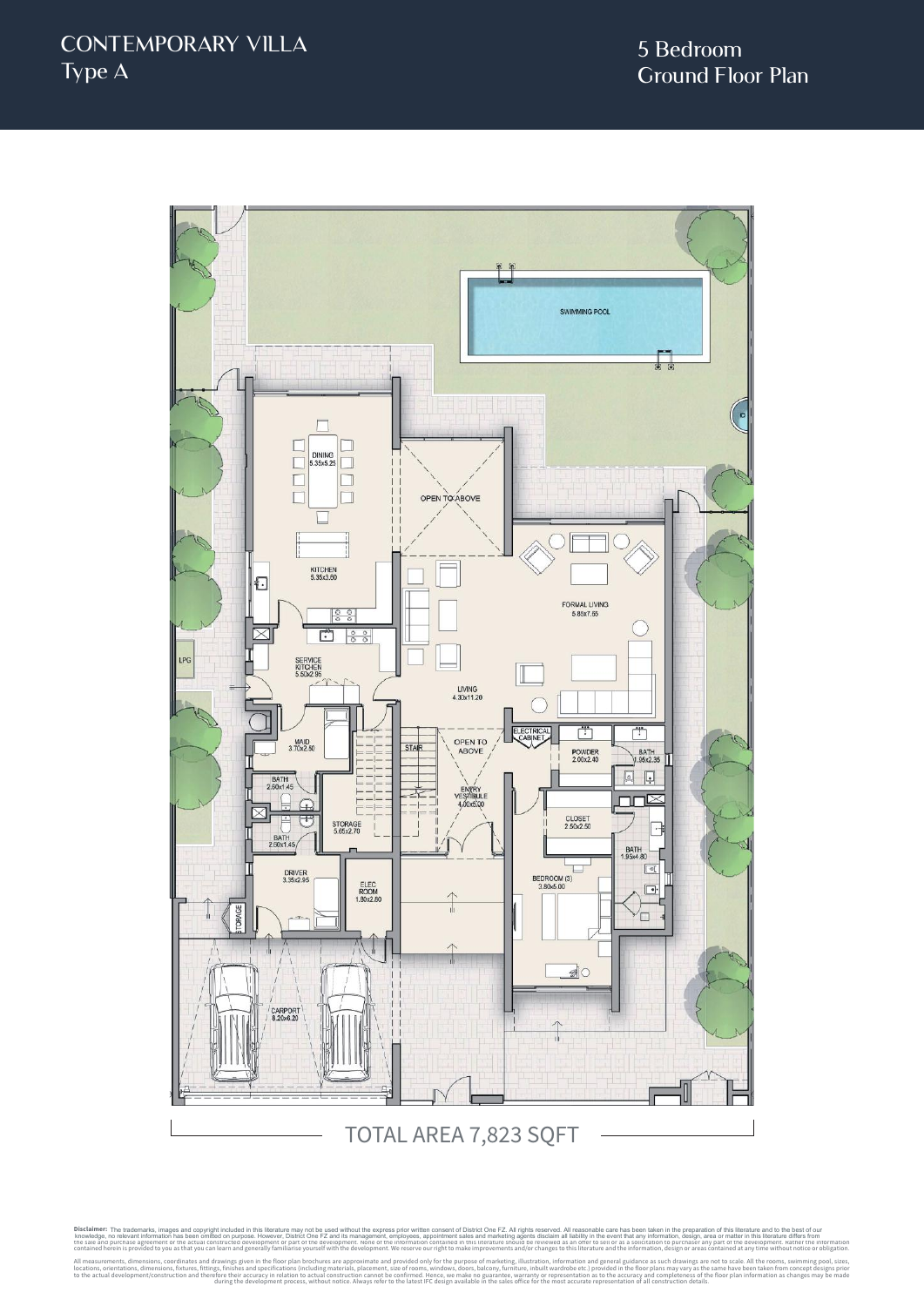# CONTEMPORARY VILLA
Type A

## 5 Bedroom
Ground Floor Plan

SWIMMING POOL

DINING
5.35x5.25

OPEN TO ABOVE

KITCHEN
5.35x3.60

FORMAL LIVING
5.85x7.65

LPG

SERVICE KITCHEN
5.50x2.95

LIVING
4.30x11.20

ELECTRICAL CABINET

MAID
3.70x2.90

STAIR

OPEN TO ABOVE

POWDER
2.00x2.40

BATH
1.95x2.35

BATH
2.60x1.45

ENTRY VESTIBULE
4.00x5.00

CLOSET
2.50x2.50

BATH
2.60x1.45

STORAGE
5.65x2.70

BATH
1.95x4.80

DRIVER
3.35x2.95

ELEC ROOM
1.80x2.80

BEDROOM (3)
3.80x5.00

STORAGE

CARPORT
8.20x6.20

TOTAL AREA 7,823 SQFT

**Disclaimer:** The trademarks, images and copyright included in this literature may not be used without the express prior written consent of District One FZ. All rights reserved. All reasonable care has been taken in the preparation of this literature and to the best of our knowledge, no relevant information has been omitted on purpose. However, District One FZ and its management, employees, appointment sales and marketing agents disclaim all liability in the event that any information, design, area or matter in this literature differs from the sale and purchase agreement or the actual constructed development or part of the development. None of the information contained in this literature should be reviewed as an offer to sell or as a solicitation to purchaser any part of the development. Rather the information contained herein is provided to you as that you can learn and generally familiarise yourself with the development. We reserve our right to make improvements and/or changes to this literature and the information, design or areas contained at any time without notice or obligation.

All measurements, dimensions, coordinates and drawings given in the floor plan brochures are approximate and provided only for the purpose of marketing, illustration, information and general guidance as such drawings are not to scale. All the rooms, swimming pool, sizes, locations, orientations, dimensions, fixtures, fittings, finishes and specifications (including materials, placement, size of rooms, windows, doors, balcony, furniture, inbuilt wardrobe etc.) provided in the floor plans may vary as the same have been taken from concept designs prior to the actual development/construction and therefore their accuracy in relation to actual construction cannot be confirmed. Hence, we make no guarantee, warranty or representation as to the accuracy and completeness of the floor plan information as changes may be made during the development process, without notice. Always refer to the latest IFC design available in the sales office for the most accurate representation of all construction details.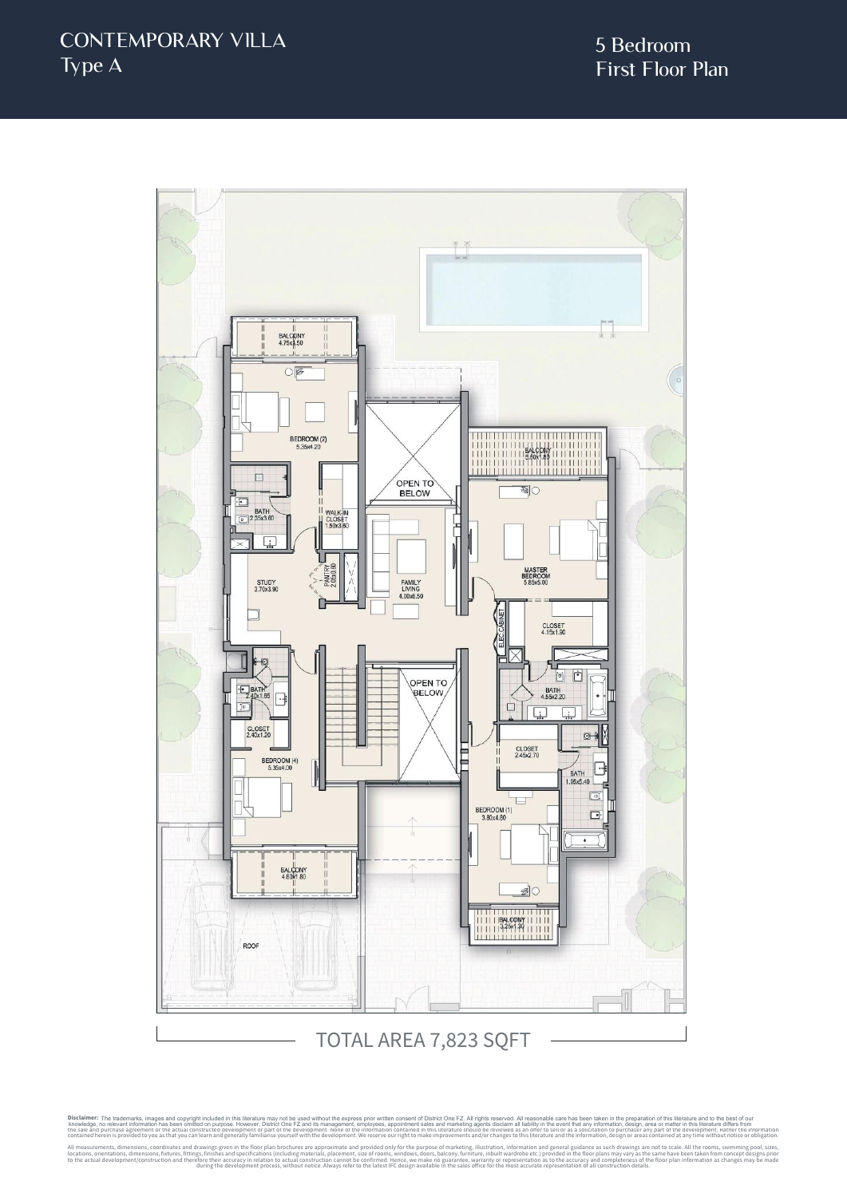# CONTEMPORARY VILLA
Type A

5 Bedroom
First Floor Plan

BALCONY
4.75x1.50

BEDROOM (2)
5.35x4.20

BATH
2.35x3.60

WALK-IN CLOSET
1.50x3.60

PANTRY
2.65x3.00

STUDY
3.70x3.90

OPEN TO BELOW

FAMILY LIVING
4.00x6.50

BALCONY
5.60x1.60

MASTER BEDROOM
5.85x5.00

ELEC.CABINET

CLOSET
4.15x1.90

BATH
4.55x2.20

BATH
2.40x1.85

CLOSET
2.40x1.20

BEDROOM (4)
5.35x4.00

OPEN TO BELOW

CLOSET
2.45x2.70

BATH
1.95x5.40

BEDROOM (1)
3.80x4.80

BALCONY
4.80x1.80

BALCONY
3.25x1.20

ROOF

TOTAL AREA 7,823 SQFT

**Disclaimer:** The trademarks, images and copyright included in this literature may not be used without the express prior written consent of District One FZ. All rights reserved. All reasonable care has been taken in the preparation of this literature and to the best of our knowledge, no relevant information has been omitted on purpose. However, District One FZ and its management, employees, appointment sales and marketing agents disclaim all liability in the event that any information, design, area or matter in this literature differs from the sale and purchase agreement of the actual constructed development or part of the development. None of the information contained in this literature should be reviewed as an offer to sell or as a solicitation to purchaser any part of the development. Rather the information contained herein is provided to you as that you can learn and generally familiarise yourself with the development. We reserve our right to make improvements and/or changes to this literature and the information, design or area contained at any time without notice or obligation.

All measurements, dimensions, coordinates and drawings given in the floor plan brochures are approximate and provided only for the purpose of marketing, illustration, information and general guidance as such drawings are not to scale. All the rooms, swimming pool, sizes, locations, orientations, dimensions, fixtures, fittings, finishes and specifications (including materials, placement, size of rooms, windows, doors, balcony, furniture, inbuilt wardrobe etc.) provided in the floor plans may vary as the same have been taken from concept designs prior to the actual development/construction and therefore their accuracy in relation to actual construction cannot be confirmed. Hence, we make no guarantee, warranty or representation as to the accuracy and completeness of the floor plan information as changes may be made during the development process, without notice. Always refer to the latest IFC design available in the sales office for the most accurate representation of all construction details.